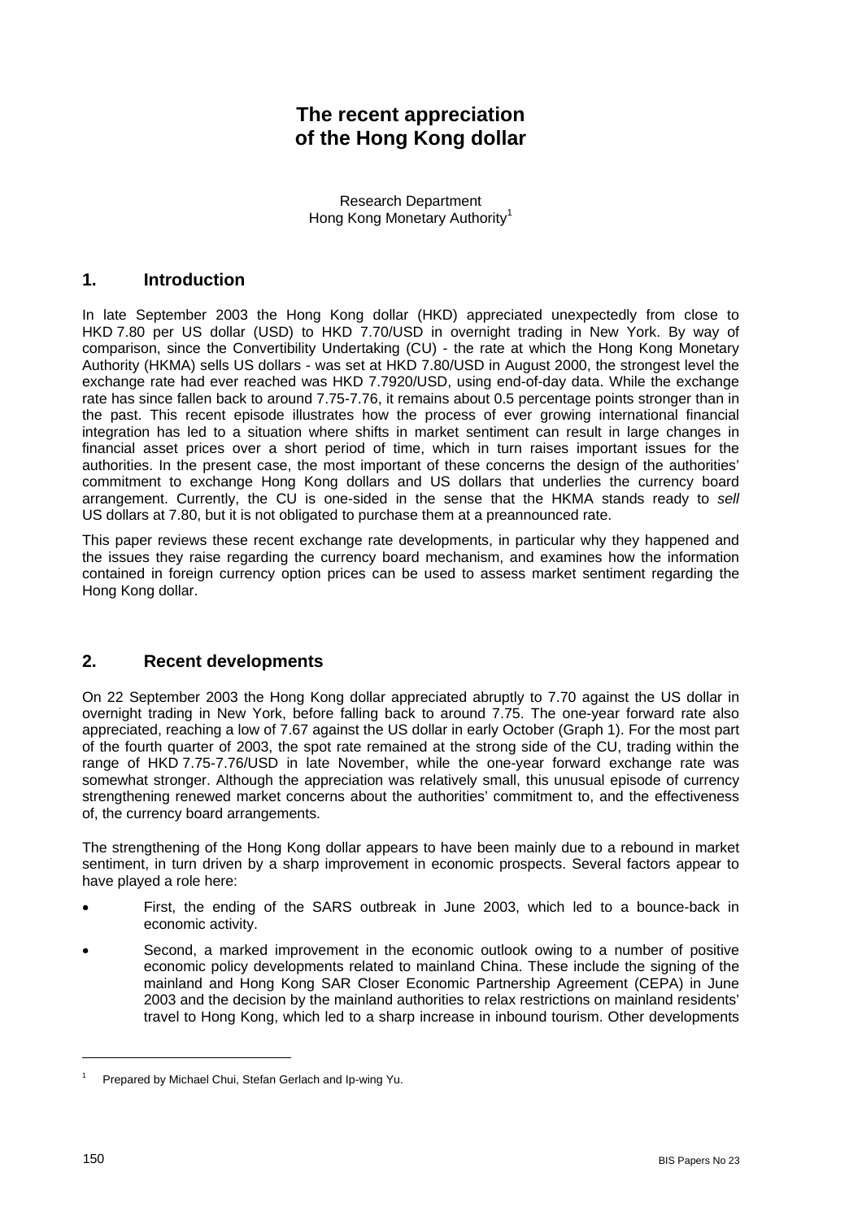# The recent appreciation of the Hong Kong dollar

Research Department
Hong Kong Monetary Authority[1]

## 1. Introduction

In late September 2003 the Hong Kong dollar (HKD) appreciated unexpectedly from close to HKD 7.80 per US dollar (USD) to HKD 7.70/USD in overnight trading in New York. By way of comparison, since the Convertibility Undertaking (CU) - the rate at which the Hong Kong Monetary Authority (HKMA) sells US dollars - was set at HKD 7.80/USD in August 2000, the strongest level the exchange rate had ever reached was HKD 7.7920/USD, using end-of-day data. While the exchange rate has since fallen back to around 7.75-7.76, it remains about 0.5 percentage points stronger than in the past. This recent episode illustrates how the process of ever growing international financial integration has led to a situation where shifts in market sentiment can result in large changes in financial asset prices over a short period of time, which in turn raises important issues for the authorities. In the present case, the most important of these concerns the design of the authorities' commitment to exchange Hong Kong dollars and US dollars that underlies the currency board arrangement. Currently, the CU is one-sided in the sense that the HKMA stands ready to *sell* US dollars at 7.80, but it is not obligated to purchase them at a preannounced rate.

This paper reviews these recent exchange rate developments, in particular why they happened and the issues they raise regarding the currency board mechanism, and examines how the information contained in foreign currency option prices can be used to assess market sentiment regarding the Hong Kong dollar.

## 2. Recent developments

On 22 September 2003 the Hong Kong dollar appreciated abruptly to 7.70 against the US dollar in overnight trading in New York, before falling back to around 7.75. The one-year forward rate also appreciated, reaching a low of 7.67 against the US dollar in early October (Graph 1). For the most part of the fourth quarter of 2003, the spot rate remained at the strong side of the CU, trading within the range of HKD 7.75-7.76/USD in late November, while the one-year forward exchange rate was somewhat stronger. Although the appreciation was relatively small, this unusual episode of currency strengthening renewed market concerns about the authorities' commitment to, and the effectiveness of, the currency board arrangements.

The strengthening of the Hong Kong dollar appears to have been mainly due to a rebound in market sentiment, in turn driven by a sharp improvement in economic prospects. Several factors appear to have played a role here:

- First, the ending of the SARS outbreak in June 2003, which led to a bounce-back in economic activity.
- Second, a marked improvement in the economic outlook owing to a number of positive economic policy developments related to mainland China. These include the signing of the mainland and Hong Kong SAR Closer Economic Partnership Agreement (CEPA) in June 2003 and the decision by the mainland authorities to relax restrictions on mainland residents' travel to Hong Kong, which led to a sharp increase in inbound tourism. Other developments

[1] Prepared by Michael Chui, Stefan Gerlach and Ip-wing Yu.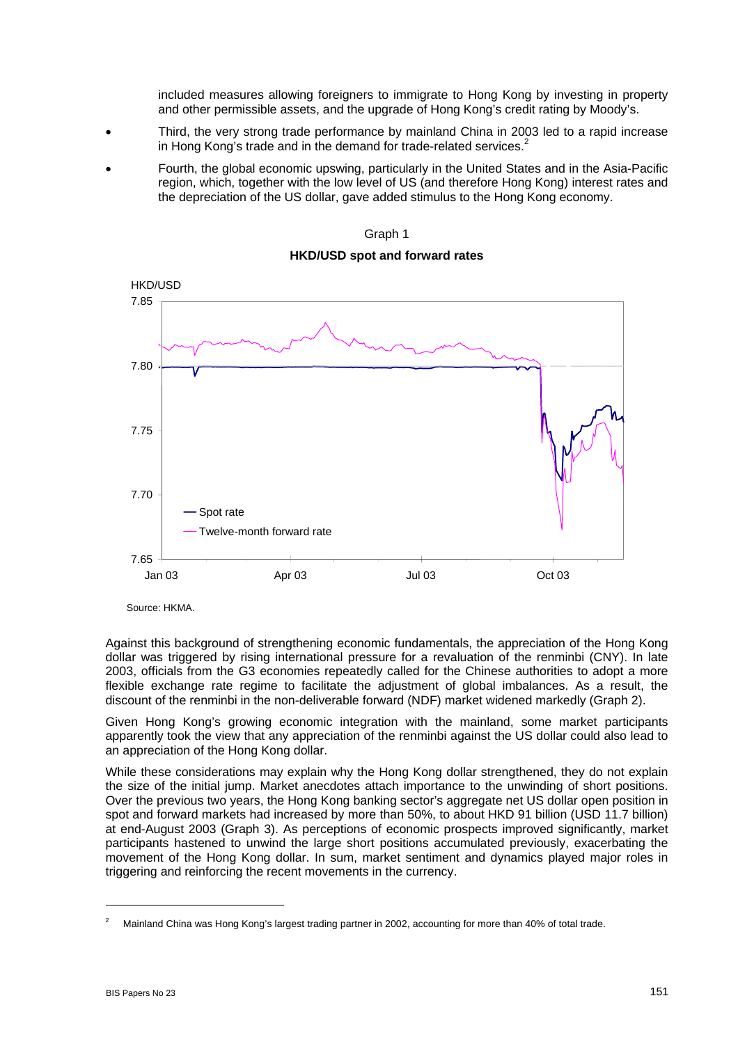included measures allowing foreigners to immigrate to Hong Kong by investing in property and other permissible assets, and the upgrade of Hong Kong's credit rating by Moody's.

- Third, the very strong trade performance by mainland China in 2003 led to a rapid increase in Hong Kong's trade and in the demand for trade-related services.[2]
- Fourth, the global economic upswing, particularly in the United States and in the Asia-Pacific region, which, together with the low level of US (and therefore Hong Kong) interest rates and the depreciation of the US dollar, gave added stimulus to the Hong Kong economy.

Graph 1

**HKD/USD spot and forward rates**

Source: HKMA.

Against this background of strengthening economic fundamentals, the appreciation of the Hong Kong dollar was triggered by rising international pressure for a revaluation of the renminbi (CNY). In late 2003, officials from the G3 economies repeatedly called for the Chinese authorities to adopt a more flexible exchange rate regime to facilitate the adjustment of global imbalances. As a result, the discount of the renminbi in the non-deliverable forward (NDF) market widened markedly (Graph 2).

Given Hong Kong's growing economic integration with the mainland, some market participants apparently took the view that any appreciation of the renminbi against the US dollar could also lead to an appreciation of the Hong Kong dollar.

While these considerations may explain why the Hong Kong dollar strengthened, they do not explain the size of the initial jump. Market anecdotes attach importance to the unwinding of short positions. Over the previous two years, the Hong Kong banking sector's aggregate net US dollar open position in spot and forward markets had increased by more than 50%, to about HKD 91 billion (USD 11.7 billion) at end-August 2003 (Graph 3). As perceptions of economic prospects improved significantly, market participants hastened to unwind the large short positions accumulated previously, exacerbating the movement of the Hong Kong dollar. In sum, market sentiment and dynamics played major roles in triggering and reinforcing the recent movements in the currency.

[2] Mainland China was Hong Kong's largest trading partner in 2002, accounting for more than 40% of total trade.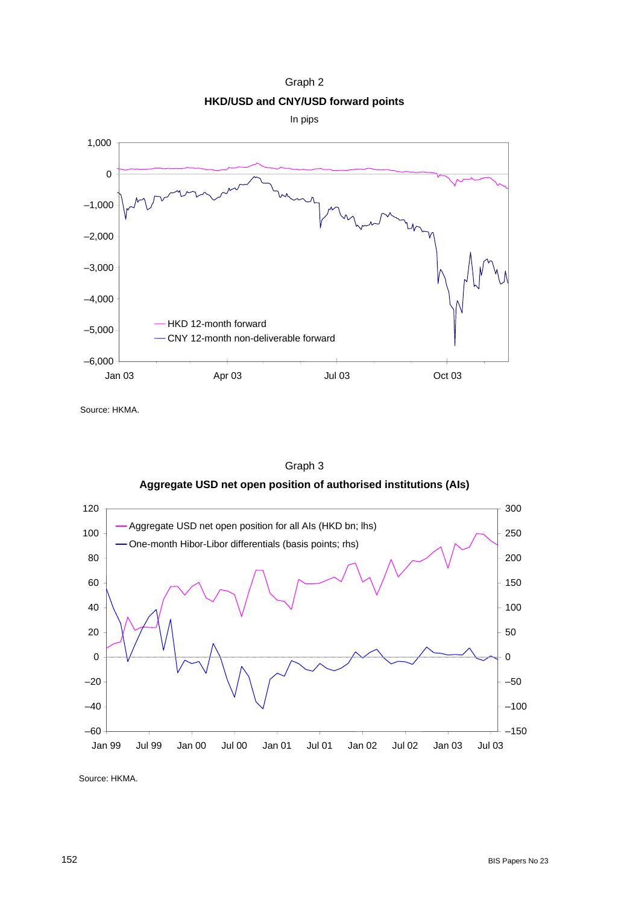Graph 2

**HKD/USD and CNY/USD forward points**

In pips

Source: HKMA.

Graph 3

**Aggregate USD net open position of authorised institutions (AIs)**

Source: HKMA.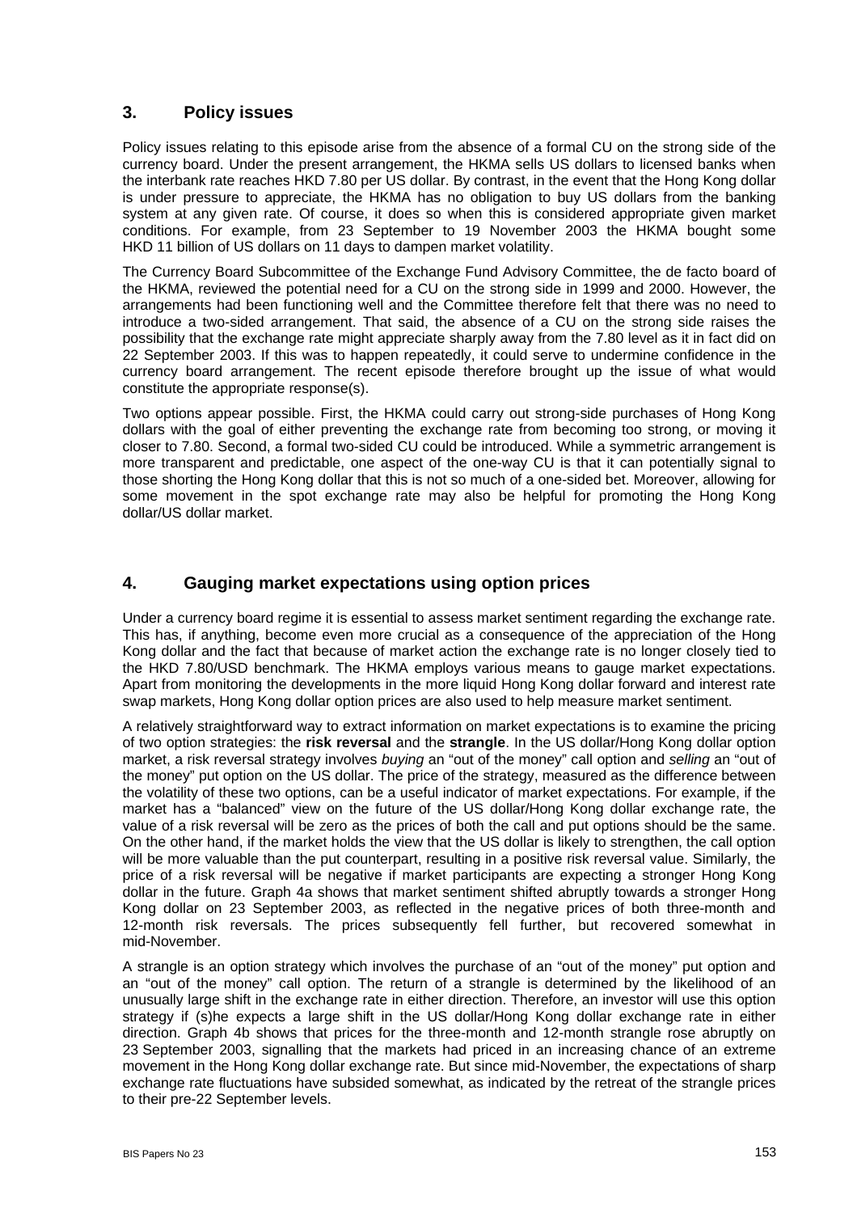## 3. Policy issues

Policy issues relating to this episode arise from the absence of a formal CU on the strong side of the currency board. Under the present arrangement, the HKMA sells US dollars to licensed banks when the interbank rate reaches HKD 7.80 per US dollar. By contrast, in the event that the Hong Kong dollar is under pressure to appreciate, the HKMA has no obligation to buy US dollars from the banking system at any given rate. Of course, it does so when this is considered appropriate given market conditions. For example, from 23 September to 19 November 2003 the HKMA bought some HKD 11 billion of US dollars on 11 days to dampen market volatility.

The Currency Board Subcommittee of the Exchange Fund Advisory Committee, the de facto board of the HKMA, reviewed the potential need for a CU on the strong side in 1999 and 2000. However, the arrangements had been functioning well and the Committee therefore felt that there was no need to introduce a two-sided arrangement. That said, the absence of a CU on the strong side raises the possibility that the exchange rate might appreciate sharply away from the 7.80 level as it in fact did on 22 September 2003. If this was to happen repeatedly, it could serve to undermine confidence in the currency board arrangement. The recent episode therefore brought up the issue of what would constitute the appropriate response(s).

Two options appear possible. First, the HKMA could carry out strong-side purchases of Hong Kong dollars with the goal of either preventing the exchange rate from becoming too strong, or moving it closer to 7.80. Second, a formal two-sided CU could be introduced. While a symmetric arrangement is more transparent and predictable, one aspect of the one-way CU is that it can potentially signal to those shorting the Hong Kong dollar that this is not so much of a one-sided bet. Moreover, allowing for some movement in the spot exchange rate may also be helpful for promoting the Hong Kong dollar/US dollar market.

## 4. Gauging market expectations using option prices

Under a currency board regime it is essential to assess market sentiment regarding the exchange rate. This has, if anything, become even more crucial as a consequence of the appreciation of the Hong Kong dollar and the fact that because of market action the exchange rate is no longer closely tied to the HKD 7.80/USD benchmark. The HKMA employs various means to gauge market expectations. Apart from monitoring the developments in the more liquid Hong Kong dollar forward and interest rate swap markets, Hong Kong dollar option prices are also used to help measure market sentiment.

A relatively straightforward way to extract information on market expectations is to examine the pricing of two option strategies: the **risk reversal** and the **strangle**. In the US dollar/Hong Kong dollar option market, a risk reversal strategy involves *buying* an "out of the money" call option and *selling* an "out of the money" put option on the US dollar. The price of the strategy, measured as the difference between the volatility of these two options, can be a useful indicator of market expectations. For example, if the market has a "balanced" view on the future of the US dollar/Hong Kong dollar exchange rate, the value of a risk reversal will be zero as the prices of both the call and put options should be the same. On the other hand, if the market holds the view that the US dollar is likely to strengthen, the call option will be more valuable than the put counterpart, resulting in a positive risk reversal value. Similarly, the price of a risk reversal will be negative if market participants are expecting a stronger Hong Kong dollar in the future. Graph 4a shows that market sentiment shifted abruptly towards a stronger Hong Kong dollar on 23 September 2003, as reflected in the negative prices of both three-month and 12-month risk reversals. The prices subsequently fell further, but recovered somewhat in mid-November.

A strangle is an option strategy which involves the purchase of an "out of the money" put option and an "out of the money" call option. The return of a strangle is determined by the likelihood of an unusually large shift in the exchange rate in either direction. Therefore, an investor will use this option strategy if (s)he expects a large shift in the US dollar/Hong Kong dollar exchange rate in either direction. Graph 4b shows that prices for the three-month and 12-month strangle rose abruptly on 23 September 2003, signalling that the markets had priced in an increasing chance of an extreme movement in the Hong Kong dollar exchange rate. But since mid-November, the expectations of sharp exchange rate fluctuations have subsided somewhat, as indicated by the retreat of the strangle prices to their pre-22 September levels.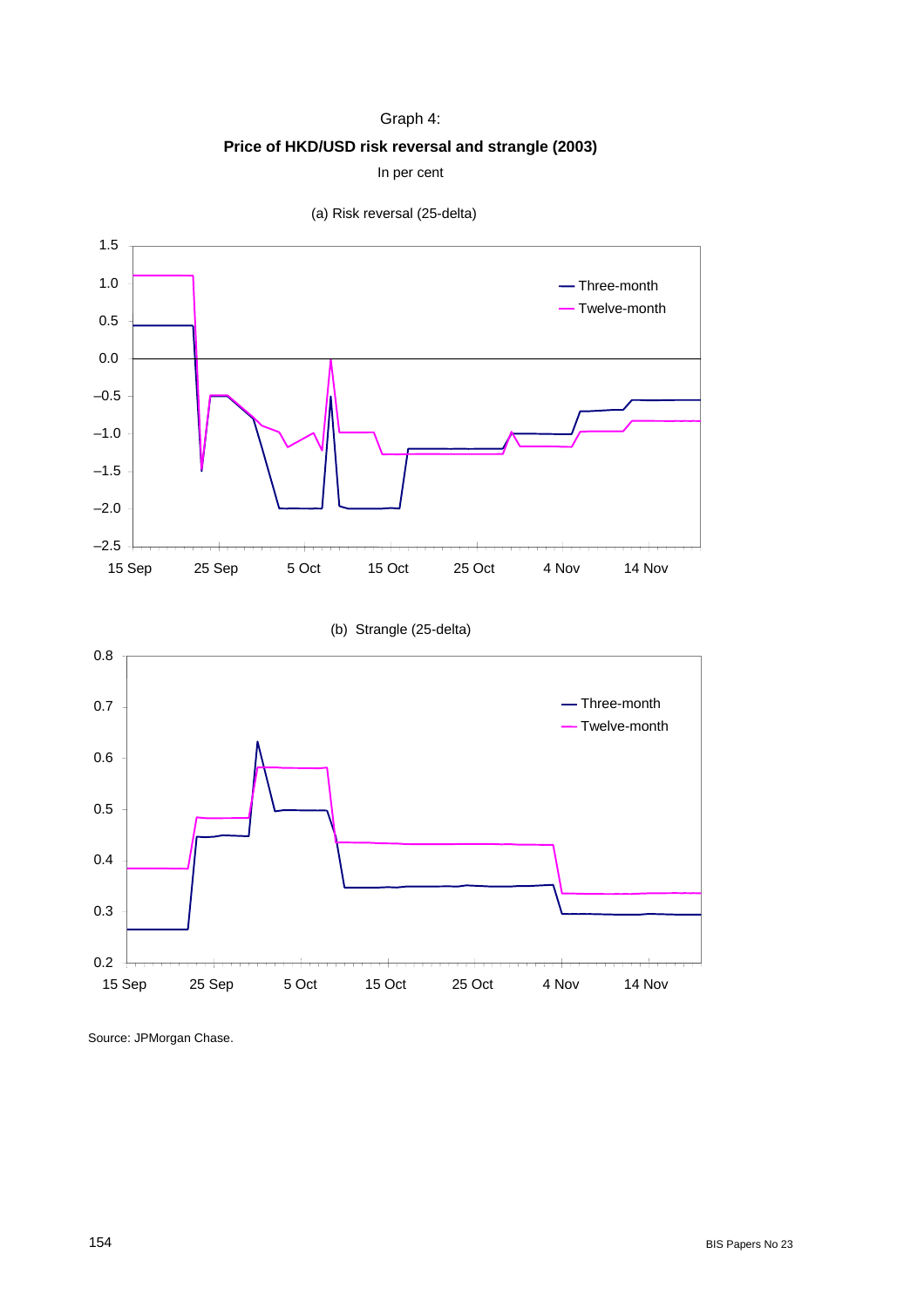Graph 4:

**Price of HKD/USD risk reversal and strangle (2003)**

In per cent

(a) Risk reversal (25-delta)

(b) Strangle (25-delta)

Source: JPMorgan Chase.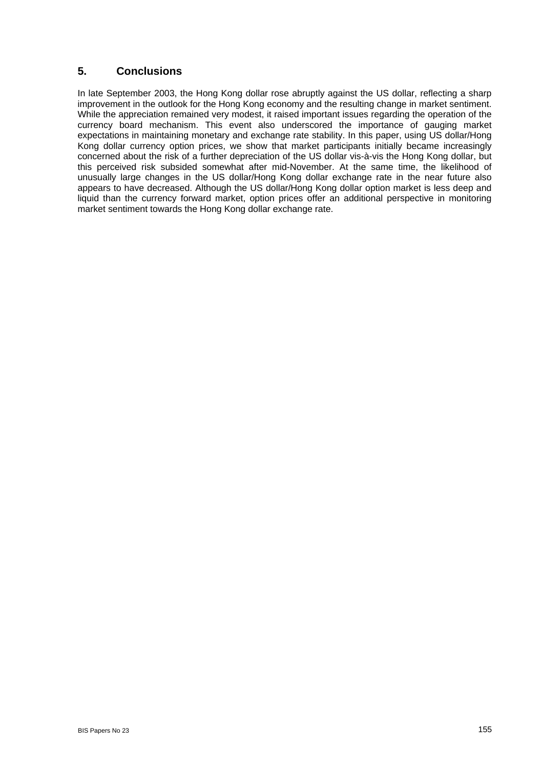## 5. Conclusions

In late September 2003, the Hong Kong dollar rose abruptly against the US dollar, reflecting a sharp improvement in the outlook for the Hong Kong economy and the resulting change in market sentiment. While the appreciation remained very modest, it raised important issues regarding the operation of the currency board mechanism. This event also underscored the importance of gauging market expectations in maintaining monetary and exchange rate stability. In this paper, using US dollar/Hong Kong dollar currency option prices, we show that market participants initially became increasingly concerned about the risk of a further depreciation of the US dollar vis-à-vis the Hong Kong dollar, but this perceived risk subsided somewhat after mid-November. At the same time, the likelihood of unusually large changes in the US dollar/Hong Kong dollar exchange rate in the near future also appears to have decreased. Although the US dollar/Hong Kong dollar option market is less deep and liquid than the currency forward market, option prices offer an additional perspective in monitoring market sentiment towards the Hong Kong dollar exchange rate.